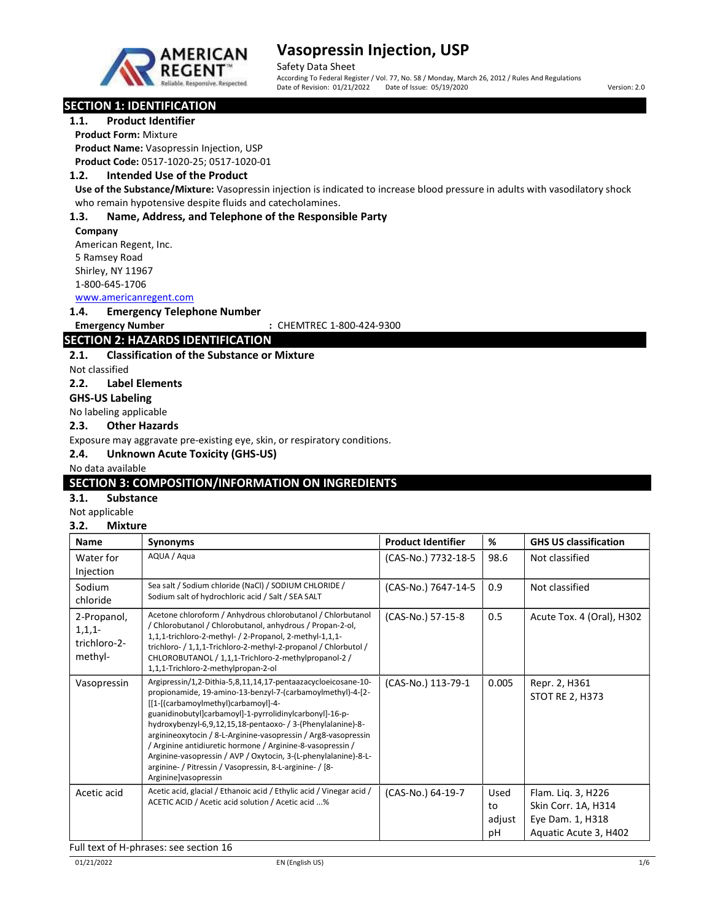# Vasopressin Injection, USP

Safety Data Sheet

According To Federal Register / Vol. 77, No. 58 / Monday, March 26, 2012 / Rules And Regulations

Date of Revision: 01/21/2022 Date of Issue: 05/19/2020 Version: 2.0

## SECTION 1: IDENTIFICATION

### 1.1. Product Identifier

**Product Form:** Mixture

**Product Name:** Vasopressin Injection, USP

**Product Code:** 0517-1020-25; 0517-1020-01

### 1.2. Intended Use of the Product

**Use of the Substance/Mixture:** Vasopressin injection is indicated to increase blood pressure in adults with vasodilatory shock who remain hypotensive despite fluids and catecholamines.

### 1.3. Name, Address, and Telephone of the Responsible Party

**Company**

American Regent, Inc.
5 Ramsey Road
Shirley, NY 11967
1-800-645-1706
www.americanregent.com

### 1.4. Emergency Telephone Number

**Emergency Number** : CHEMTREC 1-800-424-9300

## SECTION 2: HAZARDS IDENTIFICATION

### 2.1. Classification of the Substance or Mixture

Not classified

### 2.2. Label Elements

**GHS-US Labeling**

No labeling applicable

### 2.3. Other Hazards

Exposure may aggravate pre-existing eye, skin, or respiratory conditions.

### 2.4. Unknown Acute Toxicity (GHS-US)

No data available

## SECTION 3: COMPOSITION/INFORMATION ON INGREDIENTS

### 3.1. Substance

Not applicable

### 3.2. Mixture

| Name | Synonyms | Product Identifier | % | GHS US classification |
|---|---|---|---|---|
| Water for Injection | AQUA / Aqua | (CAS-No.) 7732-18-5 | 98.6 | Not classified |
| Sodium chloride | Sea salt / Sodium chloride (NaCl) / SODIUM CHLORIDE / Sodium salt of hydrochloric acid / Salt / SEA SALT | (CAS-No.) 7647-14-5 | 0.9 | Not classified |
| 2-Propanol, 1,1,1-trichloro-2-methyl- | Acetone chloroform / Anhydrous chlorobutanol / Chlorbutanol / Chlorobutanol / Chlorobutanol, anhydrous / Propan-2-ol, 1,1,1-trichloro-2-methyl- / 2-Propanol, 2-methyl-1,1,1-trichloro- / 1,1,1-Trichloro-2-methyl-2-propanol / Chlorbutol / CHLOROBUTANOL / 1,1,1-Trichloro-2-methylpropanol-2 / 1,1,1-Trichloro-2-methylpropan-2-ol | (CAS-No.) 57-15-8 | 0.5 | Acute Tox. 4 (Oral), H302 |
| Vasopressin | Argipressin/1,2-Dithia-5,8,11,14,17-pentaazacycloeicosane-10-propionamide, 19-amino-13-benzyl-7-(carbamoylmethyl)-4-[2-[[1-[(carbamoylmethyl)carbamoyl]-4-guanidinobutyl]carbamoyl]-1-pyrrolidinylcarbonyl]-16-p-hydroxybenzyl-6,9,12,15,18-pentaoxo- / 3-(Phenylalanine)-8-arginineoxytocin / 8-L-Arginine-vasopressin / Arg8-vasopressin / Arginine antidiuretic hormone / Arginine-8-vasopressin / Arginine-vasopressin / AVP / Oxytocin, 3-(L-phenylalanine)-8-L-arginine- / Pitressin / Vasopressin, 8-L-arginine- / [8-Arginine]vasopressin | (CAS-No.) 113-79-1 | 0.005 | Repr. 2, H361<br>STOT RE 2, H373 |
| Acetic acid | Acetic acid, glacial / Ethanoic acid / Ethylic acid / Vinegar acid / ACETIC ACID / Acetic acid solution / Acetic acid ...% | (CAS-No.) 64-19-7 | Used to adjust pH | Flam. Liq. 3, H226<br>Skin Corr. 1A, H314<br>Eye Dam. 1, H318<br>Aquatic Acute 3, H402 |

Full text of H-phrases: see section 16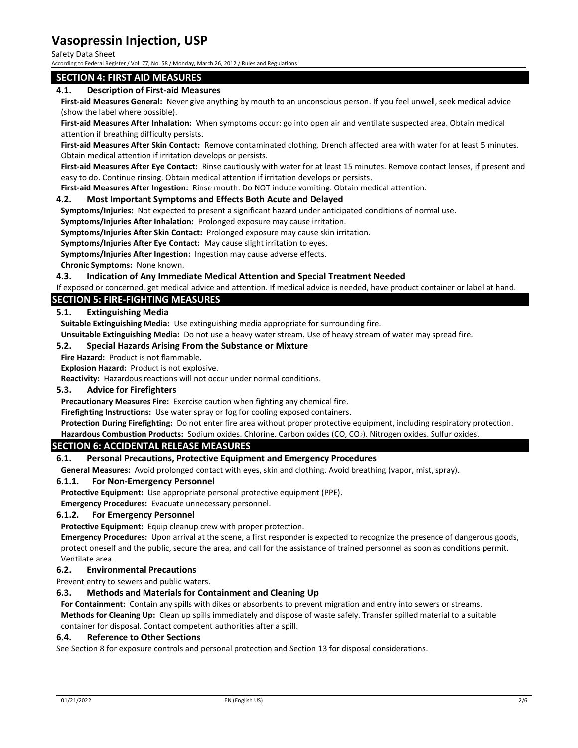## SECTION 4: FIRST AID MEASURES

### 4.1. Description of First-aid Measures

**First-aid Measures General:** Never give anything by mouth to an unconscious person. If you feel unwell, seek medical advice (show the label where possible).

**First-aid Measures After Inhalation:** When symptoms occur: go into open air and ventilate suspected area. Obtain medical attention if breathing difficulty persists.

**First-aid Measures After Skin Contact:** Remove contaminated clothing. Drench affected area with water for at least 5 minutes. Obtain medical attention if irritation develops or persists.

**First-aid Measures After Eye Contact:** Rinse cautiously with water for at least 15 minutes. Remove contact lenses, if present and easy to do. Continue rinsing. Obtain medical attention if irritation develops or persists.

**First-aid Measures After Ingestion:** Rinse mouth. Do NOT induce vomiting. Obtain medical attention.

### 4.2. Most Important Symptoms and Effects Both Acute and Delayed

**Symptoms/Injuries:** Not expected to present a significant hazard under anticipated conditions of normal use.

**Symptoms/Injuries After Inhalation:** Prolonged exposure may cause irritation.

**Symptoms/Injuries After Skin Contact:** Prolonged exposure may cause skin irritation.

**Symptoms/Injuries After Eye Contact:** May cause slight irritation to eyes.

**Symptoms/Injuries After Ingestion:** Ingestion may cause adverse effects.

**Chronic Symptoms:** None known.

### 4.3. Indication of Any Immediate Medical Attention and Special Treatment Needed

If exposed or concerned, get medical advice and attention. If medical advice is needed, have product container or label at hand.

## SECTION 5: FIRE-FIGHTING MEASURES

### 5.1. Extinguishing Media

**Suitable Extinguishing Media:** Use extinguishing media appropriate for surrounding fire.

**Unsuitable Extinguishing Media:** Do not use a heavy water stream. Use of heavy stream of water may spread fire.

### 5.2. Special Hazards Arising From the Substance or Mixture

**Fire Hazard:** Product is not flammable.

**Explosion Hazard:** Product is not explosive.

**Reactivity:** Hazardous reactions will not occur under normal conditions.

### 5.3. Advice for Firefighters

**Precautionary Measures Fire:** Exercise caution when fighting any chemical fire.

**Firefighting Instructions:** Use water spray or fog for cooling exposed containers.

**Protection During Firefighting:** Do not enter fire area without proper protective equipment, including respiratory protection.

**Hazardous Combustion Products:** Sodium oxides. Chlorine. Carbon oxides ($CO$, $CO_2$). Nitrogen oxides. Sulfur oxides.

## SECTION 6: ACCIDENTAL RELEASE MEASURES

### 6.1. Personal Precautions, Protective Equipment and Emergency Procedures

**General Measures:** Avoid prolonged contact with eyes, skin and clothing. Avoid breathing (vapor, mist, spray).

#### 6.1.1. For Non-Emergency Personnel

**Protective Equipment:** Use appropriate personal protective equipment (PPE).

**Emergency Procedures:** Evacuate unnecessary personnel.

#### 6.1.2. For Emergency Personnel

**Protective Equipment:** Equip cleanup crew with proper protection.

**Emergency Procedures:** Upon arrival at the scene, a first responder is expected to recognize the presence of dangerous goods, protect oneself and the public, secure the area, and call for the assistance of trained personnel as soon as conditions permit. Ventilate area.

### 6.2. Environmental Precautions

Prevent entry to sewers and public waters.

### 6.3. Methods and Materials for Containment and Cleaning Up

**For Containment:** Contain any spills with dikes or absorbents to prevent migration and entry into sewers or streams.

**Methods for Cleaning Up:** Clean up spills immediately and dispose of waste safely. Transfer spilled material to a suitable container for disposal. Contact competent authorities after a spill.

### 6.4. Reference to Other Sections

See Section 8 for exposure controls and personal protection and Section 13 for disposal considerations.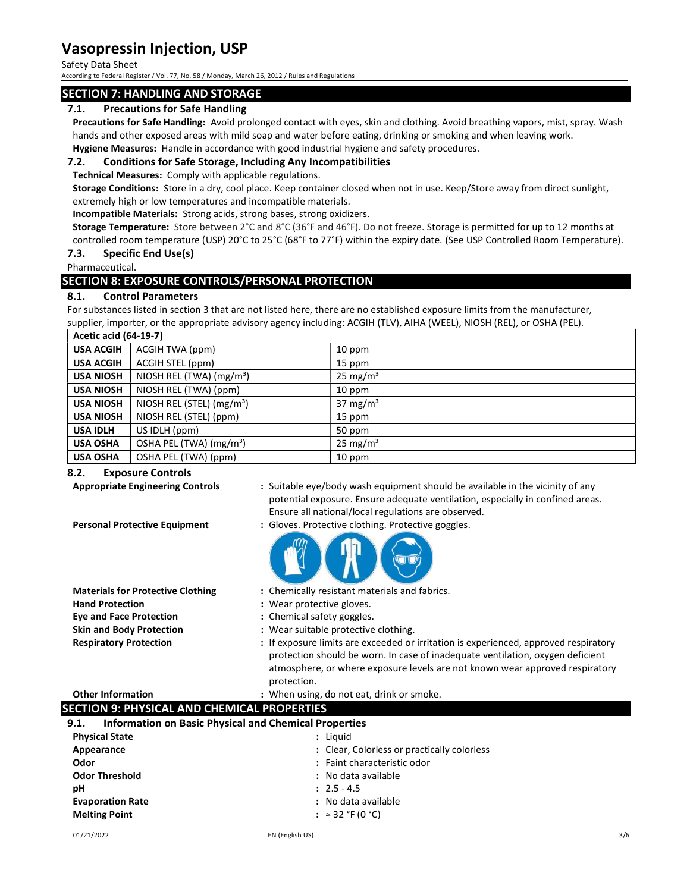## SECTION 7: HANDLING AND STORAGE

### 7.1. Precautions for Safe Handling

**Precautions for Safe Handling:** Avoid prolonged contact with eyes, skin and clothing. Avoid breathing vapors, mist, spray. Wash hands and other exposed areas with mild soap and water before eating, drinking or smoking and when leaving work.

**Hygiene Measures:** Handle in accordance with good industrial hygiene and safety procedures.

### 7.2. Conditions for Safe Storage, Including Any Incompatibilities

**Technical Measures:** Comply with applicable regulations.

**Storage Conditions:** Store in a dry, cool place. Keep container closed when not in use. Keep/Store away from direct sunlight, extremely high or low temperatures and incompatible materials.

**Incompatible Materials:** Strong acids, strong bases, strong oxidizers.

**Storage Temperature:** Store between 2°C and 8°C (36°F and 46°F). Do not freeze. Storage is permitted for up to 12 months at controlled room temperature (USP) 20°C to 25°C (68°F to 77°F) within the expiry date. (See USP Controlled Room Temperature).

### 7.3. Specific End Use(s)

Pharmaceutical.

## SECTION 8: EXPOSURE CONTROLS/PERSONAL PROTECTION

### 8.1. Control Parameters

For substances listed in section 3 that are not listed here, there are no established exposure limits from the manufacturer, supplier, importer, or the appropriate advisory agency including: ACGIH (TLV), AIHA (WEEL), NIOSH (REL), or OSHA (PEL).

| Acetic acid (64-19-7) | | |
|---|---|---|
| **USA ACGIH** | ACGIH TWA (ppm) | 10 ppm |
| **USA ACGIH** | ACGIH STEL (ppm) | 15 ppm |
| **USA NIOSH** | NIOSH REL (TWA) ($mg/m^3$) | 25 $mg/m^3$ |
| **USA NIOSH** | NIOSH REL (TWA) (ppm) | 10 ppm |
| **USA NIOSH** | NIOSH REL (STEL) ($mg/m^3$) | 37 $mg/m^3$ |
| **USA NIOSH** | NIOSH REL (STEL) (ppm) | 15 ppm |
| **USA IDLH** | US IDLH (ppm) | 50 ppm |
| **USA OSHA** | OSHA PEL (TWA) ($mg/m^3$) | 25 $mg/m^3$ |
| **USA OSHA** | OSHA PEL (TWA) (ppm) | 10 ppm |

### 8.2. Exposure Controls

**Appropriate Engineering Controls** : Suitable eye/body wash equipment should be available in the vicinity of any potential exposure. Ensure adequate ventilation, especially in confined areas. Ensure all national/local regulations are observed.

**Personal Protective Equipment** : Gloves. Protective clothing. Protective goggles.

**Materials for Protective Clothing** : Chemically resistant materials and fabrics.

**Hand Protection** : Wear protective gloves.

**Eye and Face Protection** : Chemical safety goggles.

**Skin and Body Protection** : Wear suitable protective clothing.

**Respiratory Protection** : If exposure limits are exceeded or irritation is experienced, approved respiratory protection should be worn. In case of inadequate ventilation, oxygen deficient atmosphere, or where exposure levels are not known wear approved respiratory protection.

**Other Information** : When using, do not eat, drink or smoke.

## SECTION 9: PHYSICAL AND CHEMICAL PROPERTIES

### 9.1. Information on Basic Physical and Chemical Properties

**Physical State** : Liquid

**Appearance** : Clear, Colorless or practically colorless

**Odor** : Faint characteristic odor

**Odor Threshold** : No data available

**pH** : 2.5 - 4.5

**Evaporation Rate** : No data available

**Melting Point** : ≈ 32 °F (0 °C)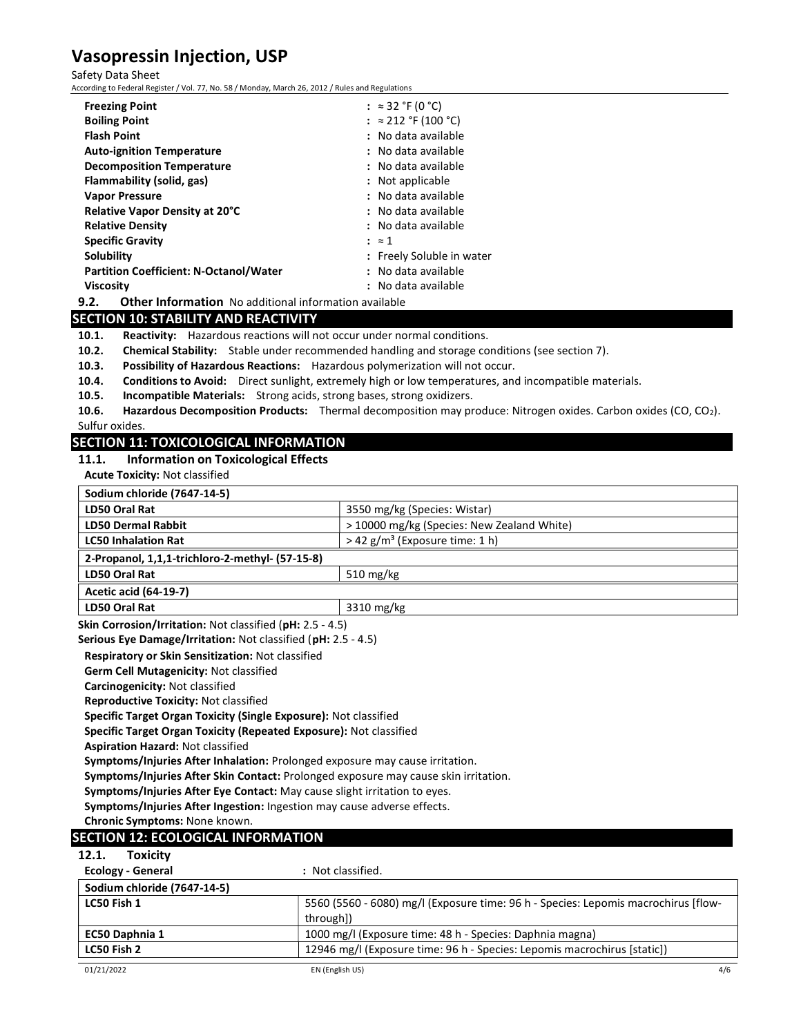| | |
|---|---|
| **Freezing Point** | : ≈ 32 °F (0 °C) |
| **Boiling Point** | : ≈ 212 °F (100 °C) |
| **Flash Point** | : No data available |
| **Auto-ignition Temperature** | : No data available |
| **Decomposition Temperature** | : No data available |
| **Flammability (solid, gas)** | : Not applicable |
| **Vapor Pressure** | : No data available |
| **Relative Vapor Density at 20°C** | : No data available |
| **Relative Density** | : No data available |
| **Specific Gravity** | : ≈ 1 |
| **Solubility** | : Freely Soluble in water |
| **Partition Coefficient: N-Octanol/Water** | : No data available |
| **Viscosity** | : No data available |

**9.2. Other Information** No additional information available

## SECTION 10: STABILITY AND REACTIVITY

**10.1. Reactivity:** Hazardous reactions will not occur under normal conditions.

**10.2. Chemical Stability:** Stable under recommended handling and storage conditions (see section 7).

**10.3. Possibility of Hazardous Reactions:** Hazardous polymerization will not occur.

**10.4. Conditions to Avoid:** Direct sunlight, extremely high or low temperatures, and incompatible materials.

**10.5. Incompatible Materials:** Strong acids, strong bases, strong oxidizers.

**10.6. Hazardous Decomposition Products:** Thermal decomposition may produce: Nitrogen oxides. Carbon oxides (CO, $CO_2$). Sulfur oxides.

## SECTION 11: TOXICOLOGICAL INFORMATION

### 11.1. Information on Toxicological Effects

**Acute Toxicity:** Not classified

| **Sodium chloride (7647-14-5)** | |
|---|---|
| **LD50 Oral Rat** | 3550 mg/kg (Species: Wistar) |
| **LD50 Dermal Rabbit** | > 10000 mg/kg (Species: New Zealand White) |
| **LC50 Inhalation Rat** | > 42 g/m³ (Exposure time: 1 h) |
| **2-Propanol, 1,1,1-trichloro-2-methyl- (57-15-8)** | |
| **LD50 Oral Rat** | 510 mg/kg |
| **Acetic acid (64-19-7)** | |
| **LD50 Oral Rat** | 3310 mg/kg |

**Skin Corrosion/Irritation:** Not classified (**pH:** 2.5 - 4.5)

**Serious Eye Damage/Irritation:** Not classified (**pH:** 2.5 - 4.5)

**Respiratory or Skin Sensitization:** Not classified

**Germ Cell Mutagenicity:** Not classified

**Carcinogenicity:** Not classified

**Reproductive Toxicity:** Not classified

**Specific Target Organ Toxicity (Single Exposure):** Not classified

**Specific Target Organ Toxicity (Repeated Exposure):** Not classified

**Aspiration Hazard:** Not classified

**Symptoms/Injuries After Inhalation:** Prolonged exposure may cause irritation.

**Symptoms/Injuries After Skin Contact:** Prolonged exposure may cause skin irritation.

**Symptoms/Injuries After Eye Contact:** May cause slight irritation to eyes.

**Symptoms/Injuries After Ingestion:** Ingestion may cause adverse effects.

**Chronic Symptoms:** None known.

## SECTION 12: ECOLOGICAL INFORMATION

### 12.1. Toxicity

**Ecology - General** : Not classified.

| **Sodium chloride (7647-14-5)** | |
|---|---|
| **LC50 Fish 1** | 5560 (5560 - 6080) mg/l (Exposure time: 96 h - Species: Lepomis macrochirus [flow-through]) |
| **EC50 Daphnia 1** | 1000 mg/l (Exposure time: 48 h - Species: Daphnia magna) |
| **LC50 Fish 2** | 12946 mg/l (Exposure time: 96 h - Species: Lepomis macrochirus [static]) |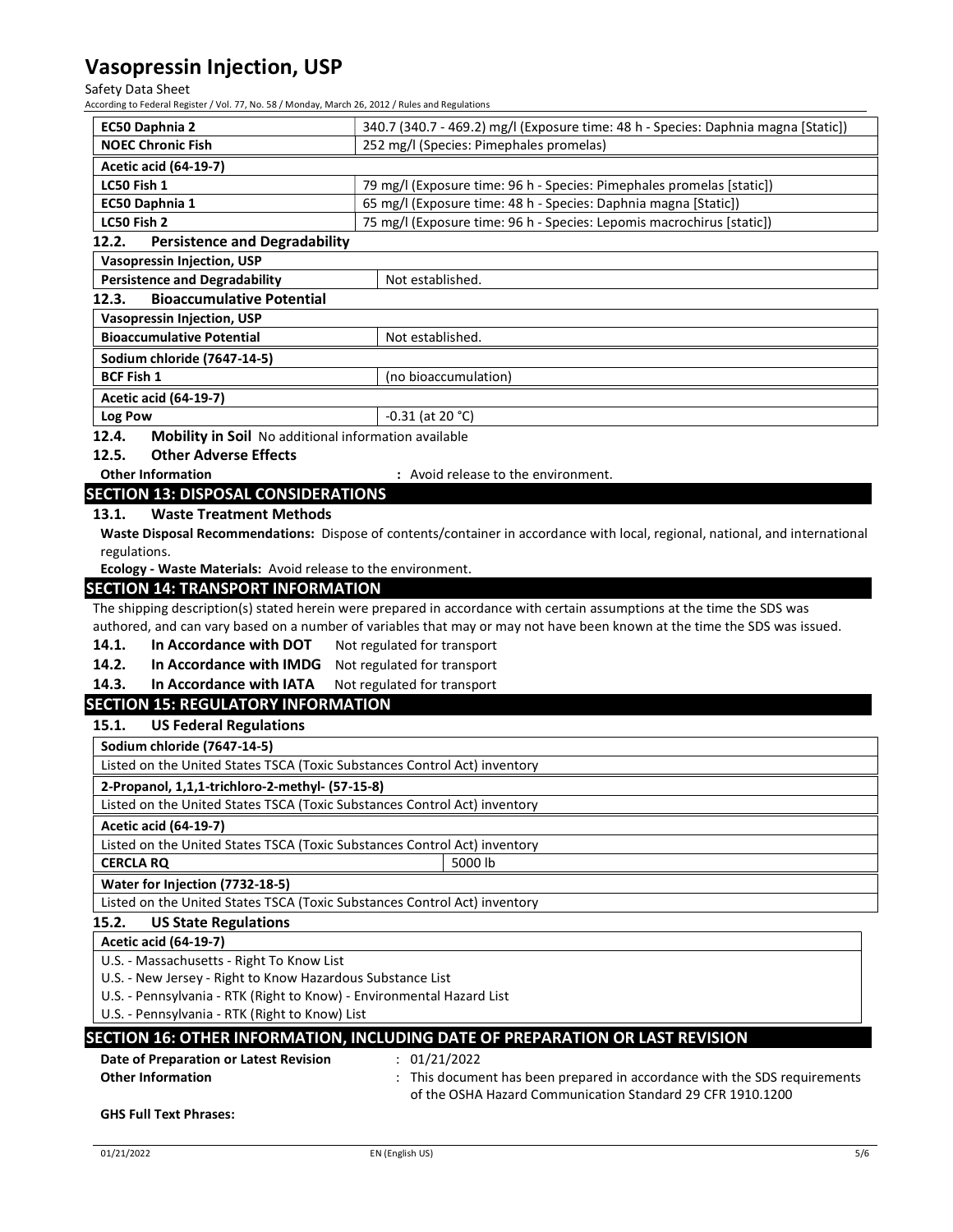| | |
|---|---|
| **EC50 Daphnia 2** | 340.7 (340.7 - 469.2) mg/l (Exposure time: 48 h - Species: Daphnia magna [Static]) |
| **NOEC Chronic Fish** | 252 mg/l (Species: Pimephales promelas) |
| **Acetic acid (64-19-7)** | |
| **LC50 Fish 1** | 79 mg/l (Exposure time: 96 h - Species: Pimephales promelas [static]) |
| **EC50 Daphnia 1** | 65 mg/l (Exposure time: 48 h - Species: Daphnia magna [Static]) |
| **LC50 Fish 2** | 75 mg/l (Exposure time: 96 h - Species: Lepomis macrochirus [static]) |

### 12.2. Persistence and Degradability

| | |
|---|---|
| **Vasopressin Injection, USP** | |
| **Persistence and Degradability** | Not established. |

### 12.3. Bioaccumulative Potential

| | |
|---|---|
| **Vasopressin Injection, USP** | |
| **Bioaccumulative Potential** | Not established. |
| **Sodium chloride (7647-14-5)** | |
| **BCF Fish 1** | (no bioaccumulation) |
| **Acetic acid (64-19-7)** | |
| **Log Pow** | -0.31 (at 20 °C) |

### 12.4. Mobility in Soil

No additional information available

### 12.5. Other Adverse Effects

**Other Information** : Avoid release to the environment.

## SECTION 13: DISPOSAL CONSIDERATIONS

### 13.1. Waste Treatment Methods

**Waste Disposal Recommendations:** Dispose of contents/container in accordance with local, regional, national, and international regulations.

**Ecology - Waste Materials:** Avoid release to the environment.

## SECTION 14: TRANSPORT INFORMATION

The shipping description(s) stated herein were prepared in accordance with certain assumptions at the time the SDS was authored, and can vary based on a number of variables that may or may not have been known at the time the SDS was issued.

**14.1. In Accordance with DOT** Not regulated for transport

**14.2. In Accordance with IMDG** Not regulated for transport

**14.3. In Accordance with IATA** Not regulated for transport

## SECTION 15: REGULATORY INFORMATION

### 15.1. US Federal Regulations

| | |
|---|---|
| **Sodium chloride (7647-14-5)** | |
| Listed on the United States TSCA (Toxic Substances Control Act) inventory | |
| **2-Propanol, 1,1,1-trichloro-2-methyl- (57-15-8)** | |
| Listed on the United States TSCA (Toxic Substances Control Act) inventory | |
| **Acetic acid (64-19-7)** | |
| Listed on the United States TSCA (Toxic Substances Control Act) inventory | |
| **CERCLA RQ** | 5000 lb |
| **Water for Injection (7732-18-5)** | |
| Listed on the United States TSCA (Toxic Substances Control Act) inventory | |

### 15.2. US State Regulations

| |
|---|
| **Acetic acid (64-19-7)** |
| U.S. - Massachusetts - Right To Know List |
| U.S. - New Jersey - Right to Know Hazardous Substance List |
| U.S. - Pennsylvania - RTK (Right to Know) - Environmental Hazard List |
| U.S. - Pennsylvania - RTK (Right to Know) List |

## SECTION 16: OTHER INFORMATION, INCLUDING DATE OF PREPARATION OR LAST REVISION

**Date of Preparation or Latest Revision** : 01/21/2022

**Other Information** : This document has been prepared in accordance with the SDS requirements of the OSHA Hazard Communication Standard 29 CFR 1910.1200

**GHS Full Text Phrases:**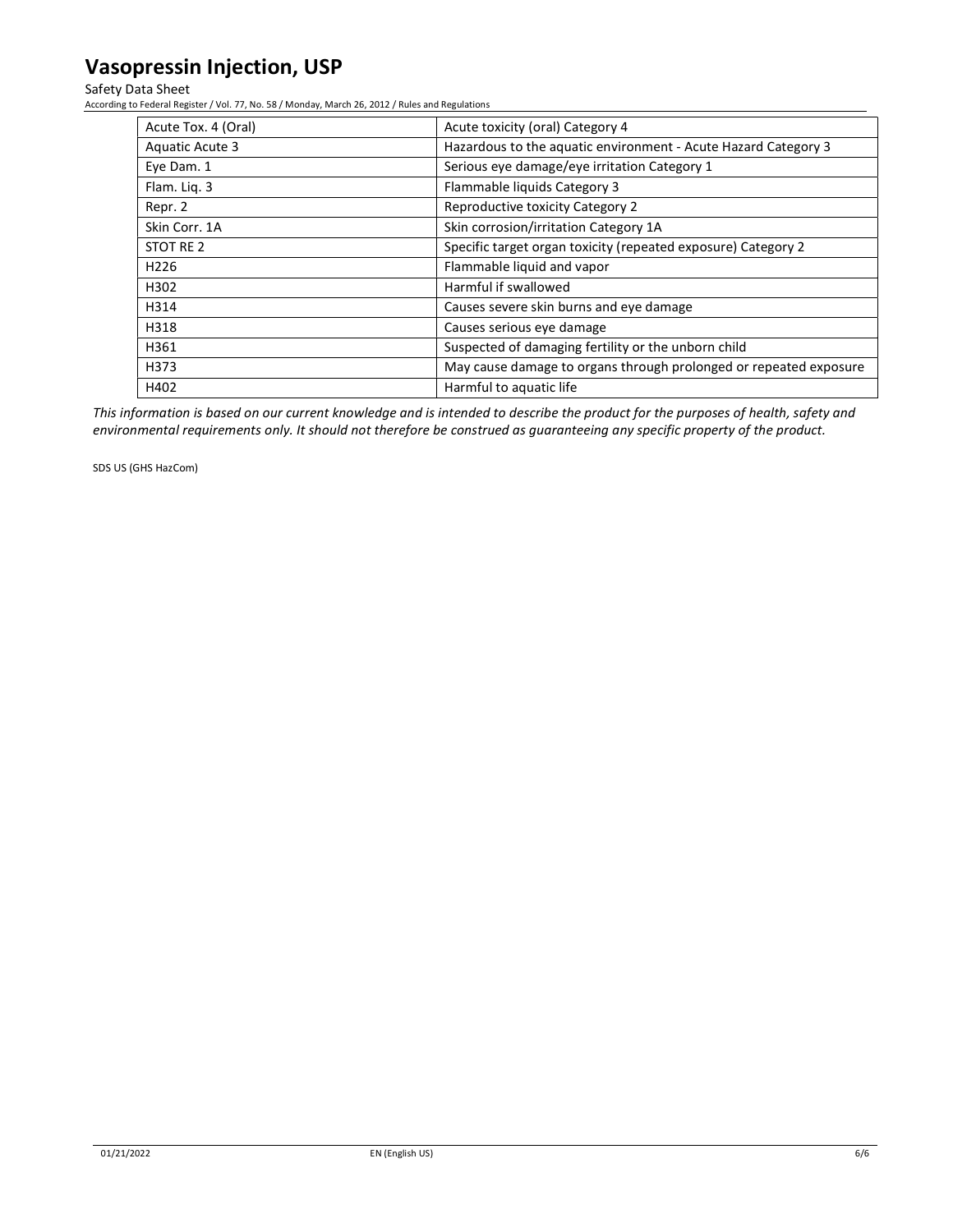| | |
|---|---|
| Acute Tox. 4 (Oral) | Acute toxicity (oral) Category 4 |
| Aquatic Acute 3 | Hazardous to the aquatic environment - Acute Hazard Category 3 |
| Eye Dam. 1 | Serious eye damage/eye irritation Category 1 |
| Flam. Liq. 3 | Flammable liquids Category 3 |
| Repr. 2 | Reproductive toxicity Category 2 |
| Skin Corr. 1A | Skin corrosion/irritation Category 1A |
| STOT RE 2 | Specific target organ toxicity (repeated exposure) Category 2 |
| H226 | Flammable liquid and vapor |
| H302 | Harmful if swallowed |
| H314 | Causes severe skin burns and eye damage |
| H318 | Causes serious eye damage |
| H361 | Suspected of damaging fertility or the unborn child |
| H373 | May cause damage to organs through prolonged or repeated exposure |
| H402 | Harmful to aquatic life |

*This information is based on our current knowledge and is intended to describe the product for the purposes of health, safety and environmental requirements only. It should not therefore be construed as guaranteeing any specific property of the product.*

SDS US (GHS HazCom)